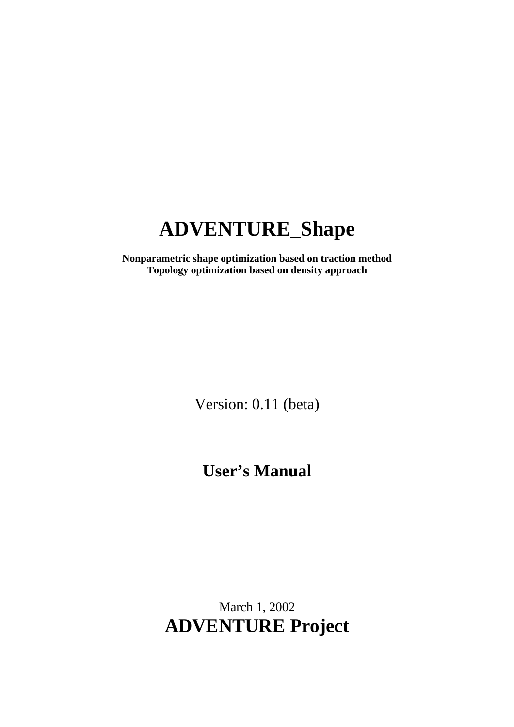# ADVENTURE_Shape

**Nonparametric shape optimization based on traction method**
**Topology optimization based on density approach**

Version: 0.11 (beta)

## User's Manual

March 1, 2002

**ADVENTURE Project**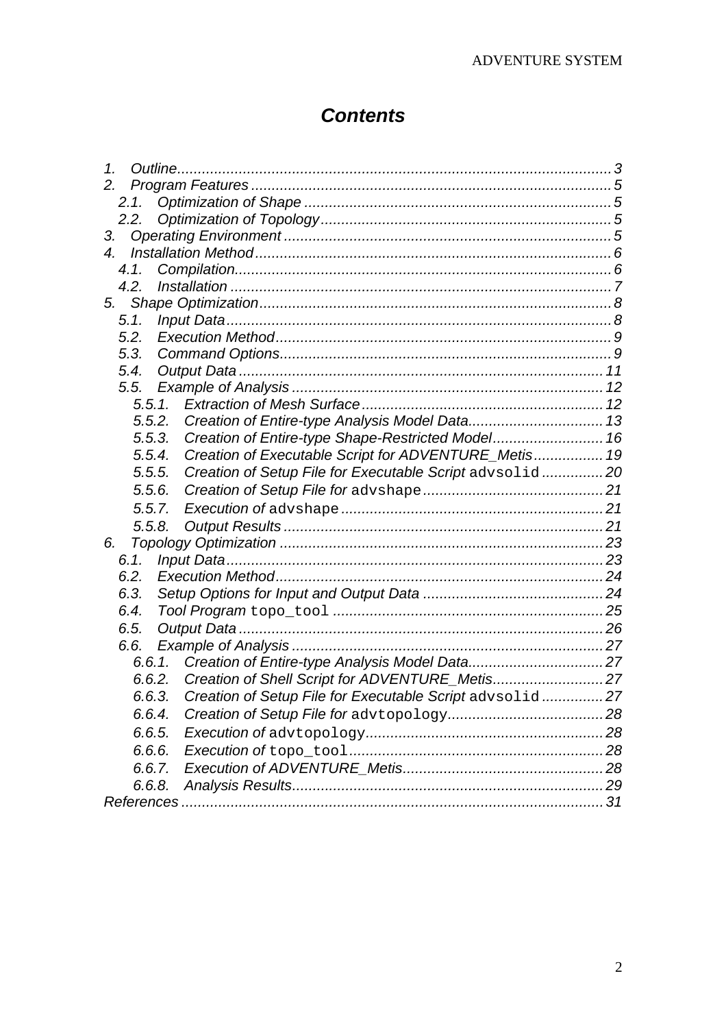# *Contents*

1. *Outline* ... 3
2. *Program Features* ... 5
   - 2.1. *Optimization of Shape* ... 5
   - 2.2. *Optimization of Topology* ... 5
3. *Operating Environment* ... 5
4. *Installation Method* ... 6
   - 4.1. *Compilation* ... 6
   - 4.2. *Installation* ... 7
5. *Shape Optimization* ... 8
   - 5.1. *Input Data* ... 8
   - 5.2. *Execution Method* ... 9
   - 5.3. *Command Options* ... 9
   - 5.4. *Output Data* ... 11
   - 5.5. *Example of Analysis* ... 12
     - 5.5.1. *Extraction of Mesh Surface* ... 12
     - 5.5.2. *Creation of Entire-type Analysis Model Data* ... 13
     - 5.5.3. *Creation of Entire-type Shape-Restricted Model* ... 16
     - 5.5.4. *Creation of Executable Script for ADVENTURE_Metis* ... 19
     - 5.5.5. *Creation of Setup File for Executable Script* `advsolid` ... 20
     - 5.5.6. *Creation of Setup File for* `advshape` ... 21
     - 5.5.7. *Execution of* `advshape` ... 21
     - 5.5.8. *Output Results* ... 21
6. *Topology Optimization* ... 23
   - 6.1. *Input Data* ... 23
   - 6.2. *Execution Method* ... 24
   - 6.3. *Setup Options for Input and Output Data* ... 24
   - 6.4. *Tool Program* `topo_tool` ... 25
   - 6.5. *Output Data* ... 26
   - 6.6. *Example of Analysis* ... 27
     - 6.6.1. *Creation of Entire-type Analysis Model Data* ... 27
     - 6.6.2. *Creation of Shell Script for ADVENTURE_Metis* ... 27
     - 6.6.3. *Creation of Setup File for Executable Script* `advsolid` ... 27
     - 6.6.4. *Creation of Setup File for* `advtopology` ... 28
     - 6.6.5. *Execution of* `advtopology` ... 28
     - 6.6.6. *Execution of* `topo_tool` ... 28
     - 6.6.7. *Execution of ADVENTURE_Metis* ... 28
     - 6.6.8. *Analysis Results* ... 29

*References* ... 31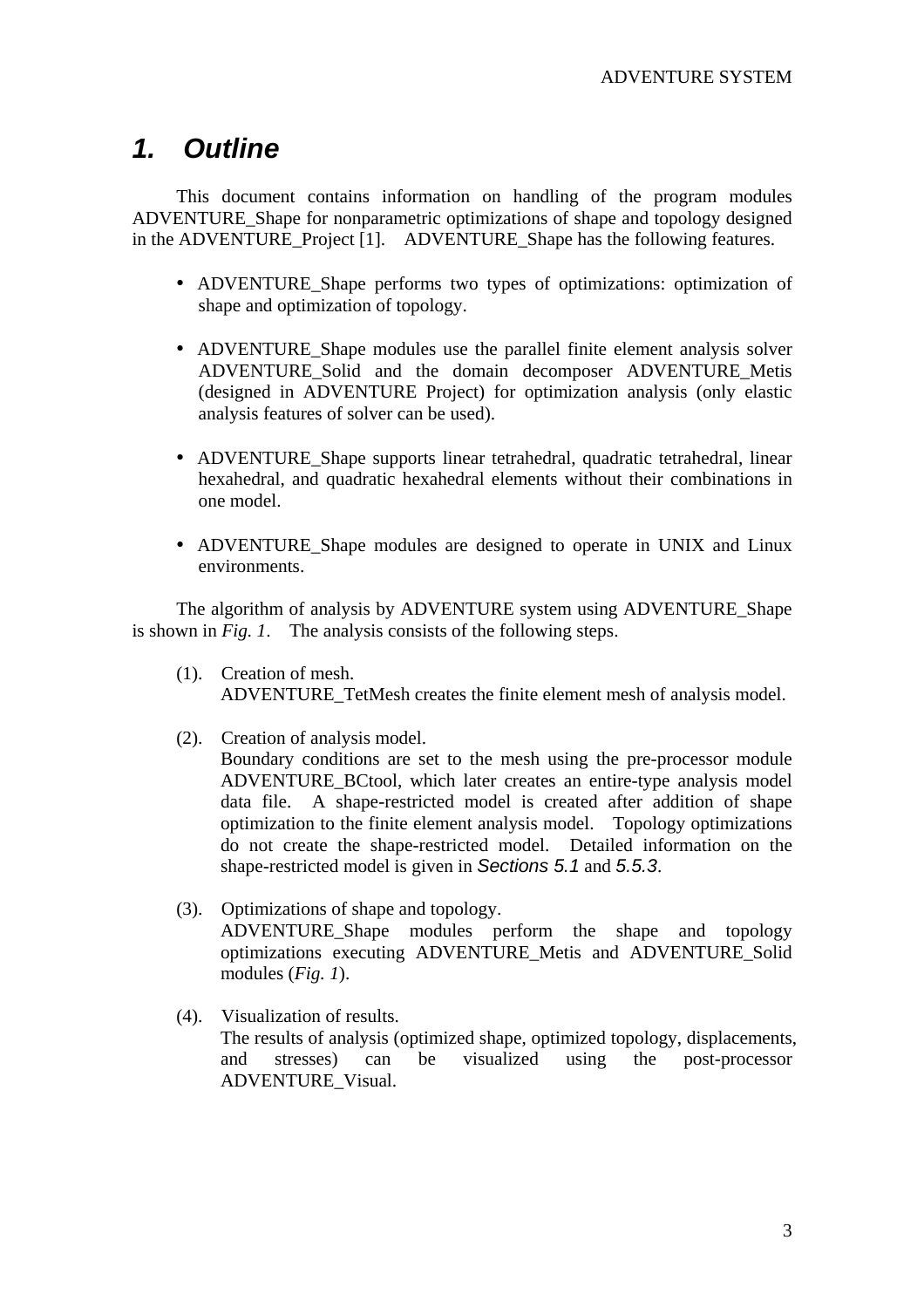# 1. Outline

This document contains information on handling of the program modules ADVENTURE_Shape for nonparametric optimizations of shape and topology designed in the ADVENTURE_Project [1]. ADVENTURE_Shape has the following features.

- ADVENTURE_Shape performs two types of optimizations: optimization of shape and optimization of topology.
- ADVENTURE_Shape modules use the parallel finite element analysis solver ADVENTURE_Solid and the domain decomposer ADVENTURE_Metis (designed in ADVENTURE Project) for optimization analysis (only elastic analysis features of solver can be used).
- ADVENTURE_Shape supports linear tetrahedral, quadratic tetrahedral, linear hexahedral, and quadratic hexahedral elements without their combinations in one model.
- ADVENTURE_Shape modules are designed to operate in UNIX and Linux environments.

The algorithm of analysis by ADVENTURE system using ADVENTURE_Shape is shown in *Fig. 1*. The analysis consists of the following steps.

(1). Creation of mesh.
ADVENTURE_TetMesh creates the finite element mesh of analysis model.

(2). Creation of analysis model.
Boundary conditions are set to the mesh using the pre-processor module ADVENTURE_BCtool, which later creates an entire-type analysis model data file. A shape-restricted model is created after addition of shape optimization to the finite element analysis model. Topology optimizations do not create the shape-restricted model. Detailed information on the shape-restricted model is given in *Sections 5.1* and *5.5.3*.

(3). Optimizations of shape and topology.
ADVENTURE_Shape modules perform the shape and topology optimizations executing ADVENTURE_Metis and ADVENTURE_Solid modules (*Fig. 1*).

(4). Visualization of results.
The results of analysis (optimized shape, optimized topology, displacements, and stresses) can be visualized using the post-processor ADVENTURE_Visual.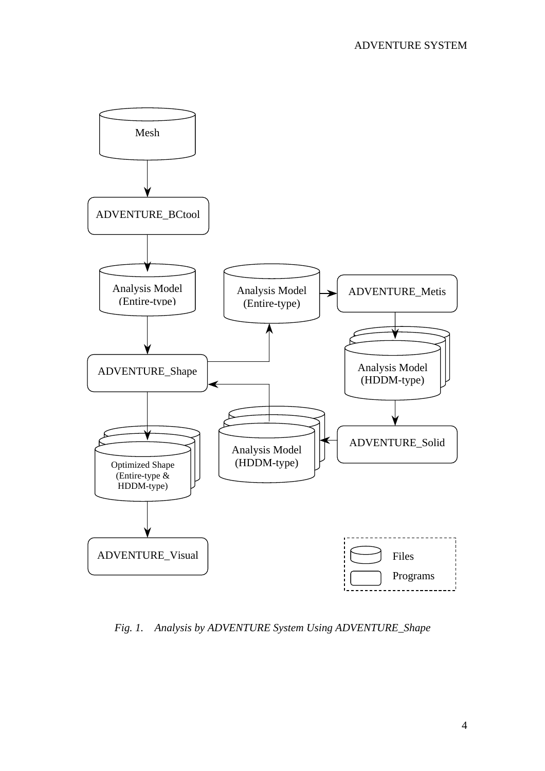Mesh

ADVENTURE_BCtool

Analysis Model
(Entire-type)

Analysis Model
(Entire-type)

ADVENTURE_Metis

ADVENTURE_Shape

Analysis Model
(HDDM-type)

Optimized Shape
(Entire-type &
HDDM-type)

Analysis Model
(HDDM-type)

ADVENTURE_Solid

ADVENTURE_Visual

Files

Programs

*Fig. 1. Analysis by ADVENTURE System Using ADVENTURE_Shape*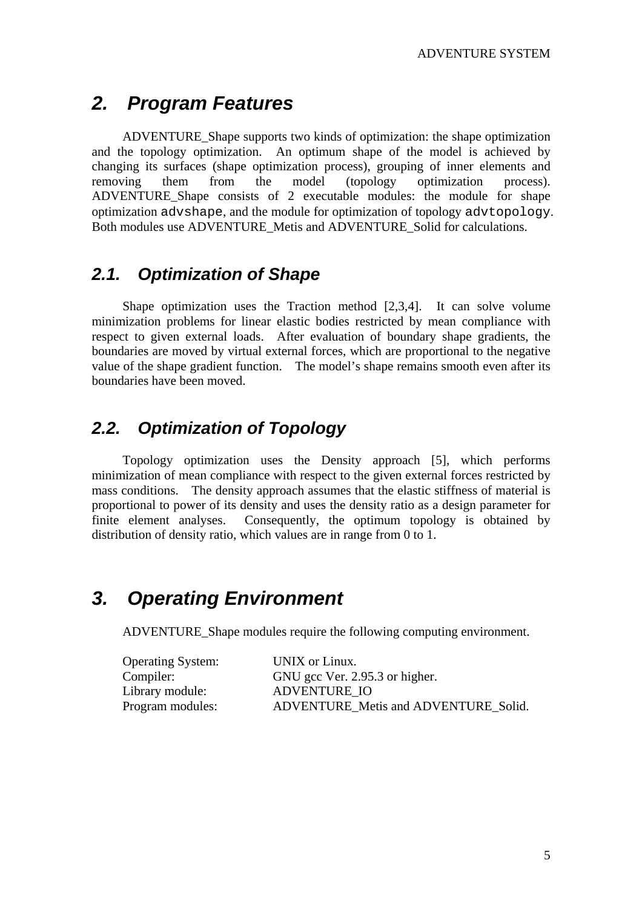# 2. Program Features

ADVENTURE_Shape supports two kinds of optimization: the shape optimization and the topology optimization. An optimum shape of the model is achieved by changing its surfaces (shape optimization process), grouping of inner elements and removing them from the model (topology optimization process). ADVENTURE_Shape consists of 2 executable modules: the module for shape optimization `advshape`, and the module for optimization of topology `advtopology`. Both modules use ADVENTURE_Metis and ADVENTURE_Solid for calculations.

## 2.1. Optimization of Shape

Shape optimization uses the Traction method [2,3,4]. It can solve volume minimization problems for linear elastic bodies restricted by mean compliance with respect to given external loads. After evaluation of boundary shape gradients, the boundaries are moved by virtual external forces, which are proportional to the negative value of the shape gradient function. The model's shape remains smooth even after its boundaries have been moved.

## 2.2. Optimization of Topology

Topology optimization uses the Density approach [5], which performs minimization of mean compliance with respect to the given external forces restricted by mass conditions. The density approach assumes that the elastic stiffness of material is proportional to power of its density and uses the density ratio as a design parameter for finite element analyses. Consequently, the optimum topology is obtained by distribution of density ratio, which values are in range from 0 to 1.

# 3. Operating Environment

ADVENTURE_Shape modules require the following computing environment.

| | |
|---|---|
| Operating System: | UNIX or Linux. |
| Compiler: | GNU gcc Ver. 2.95.3 or higher. |
| Library module: | ADVENTURE_IO |
| Program modules: | ADVENTURE_Metis and ADVENTURE_Solid. |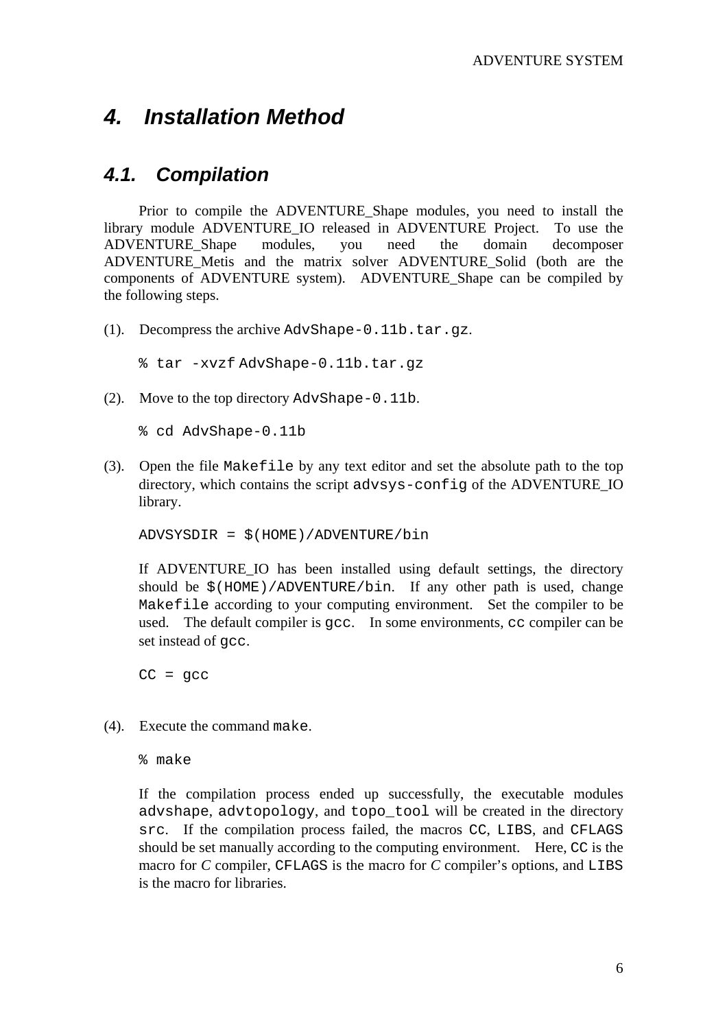# 4. Installation Method

## 4.1. Compilation

Prior to compile the ADVENTURE_Shape modules, you need to install the library module ADVENTURE_IO released in ADVENTURE Project. To use the ADVENTURE_Shape modules, you need the domain decomposer ADVENTURE_Metis and the matrix solver ADVENTURE_Solid (both are the components of ADVENTURE system). ADVENTURE_Shape can be compiled by the following steps.

(1). Decompress the archive `AdvShape-0.11b.tar.gz`.

```
% tar -xvzf AdvShape-0.11b.tar.gz
```

(2). Move to the top directory `AdvShape-0.11b`.

```
% cd AdvShape-0.11b
```

(3). Open the file `Makefile` by any text editor and set the absolute path to the top directory, which contains the script `advsys-config` of the ADVENTURE_IO library.

```
ADVSYSDIR = $(HOME)/ADVENTURE/bin
```

If ADVENTURE_IO has been installed using default settings, the directory should be `$(HOME)/ADVENTURE/bin`. If any other path is used, change `Makefile` according to your computing environment. Set the compiler to be used. The default compiler is `gcc`. In some environments, `cc` compiler can be set instead of `gcc`.

```
CC = gcc
```

(4). Execute the command `make`.

```
% make
```

If the compilation process ended up successfully, the executable modules `advshape`, `advtopology`, and `topo_tool` will be created in the directory `src`. If the compilation process failed, the macros `CC`, `LIBS`, and `CFLAGS` should be set manually according to the computing environment. Here, `CC` is the macro for *C* compiler, `CFLAGS` is the macro for *C* compiler's options, and `LIBS` is the macro for libraries.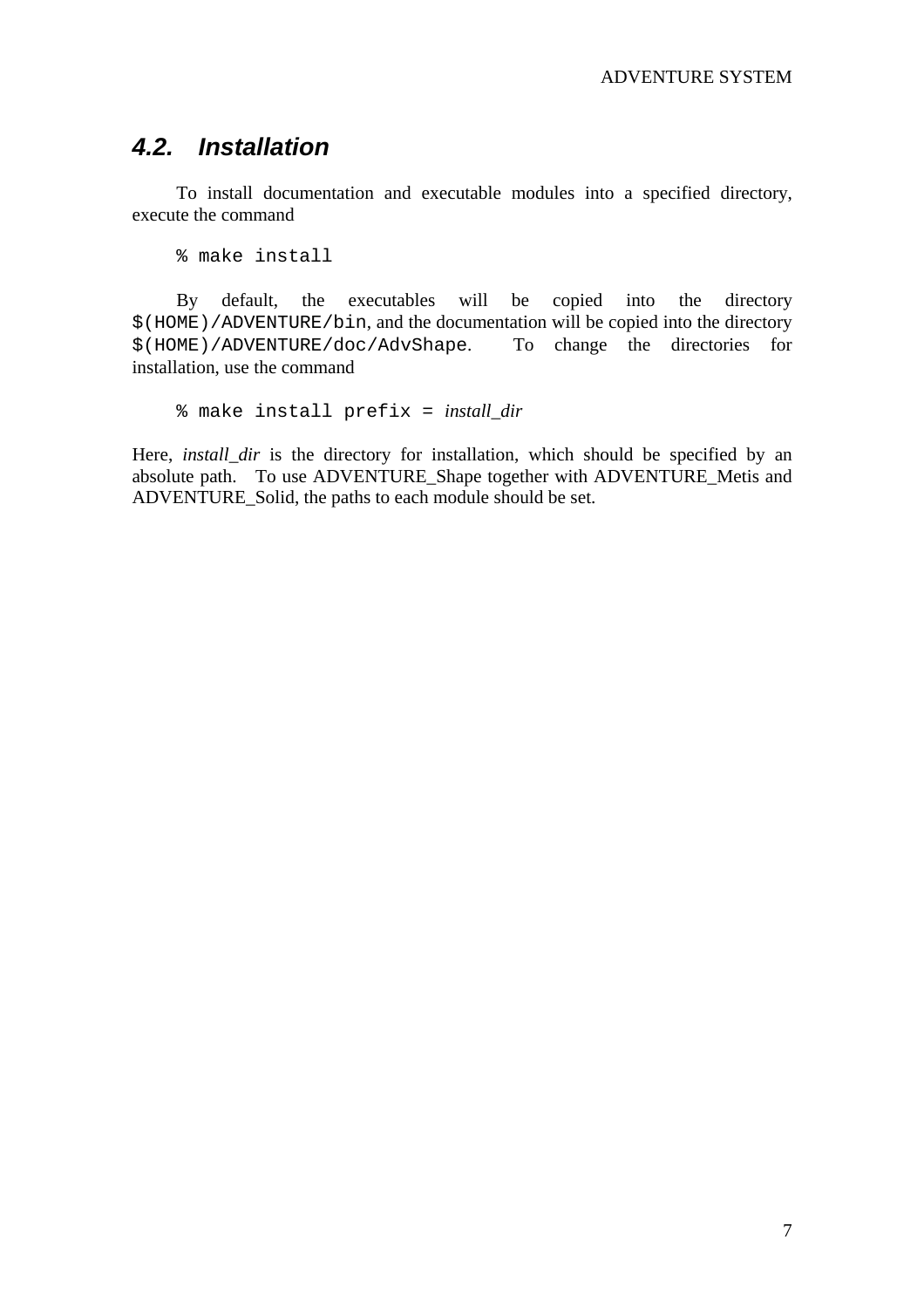## *4.2. Installation*

To install documentation and executable modules into a specified directory, execute the command

```
% make install
```

By default, the executables will be copied into the directory `$(HOME)/ADVENTURE/bin`, and the documentation will be copied into the directory `$(HOME)/ADVENTURE/doc/AdvShape`. To change the directories for installation, use the command

```
% make install prefix = install_dir
```

Here, *install_dir* is the directory for installation, which should be specified by an absolute path. To use ADVENTURE_Shape together with ADVENTURE_Metis and ADVENTURE_Solid, the paths to each module should be set.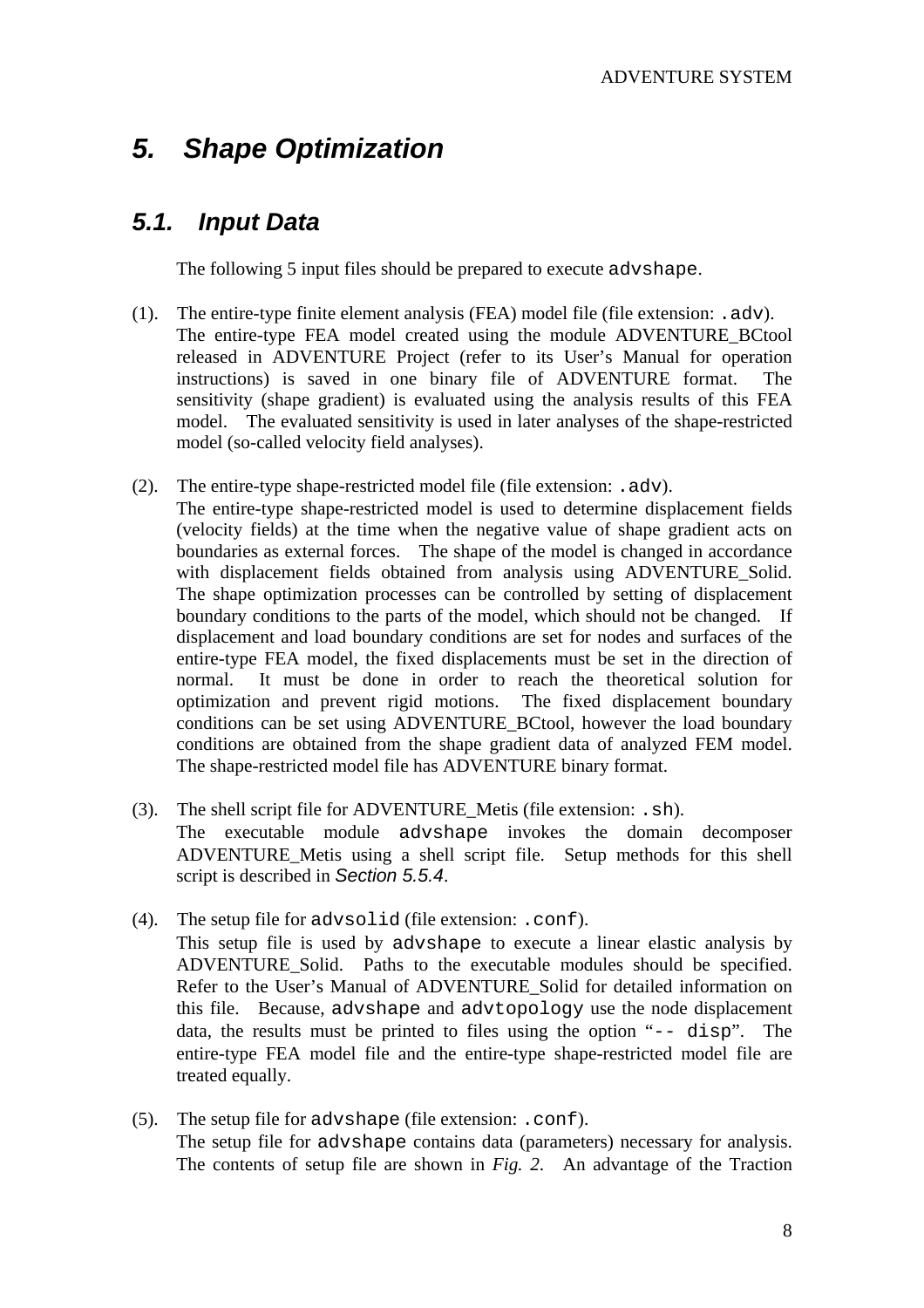# 5. Shape Optimization

## 5.1. Input Data

The following 5 input files should be prepared to execute `advshape`.

(1). The entire-type finite element analysis (FEA) model file (file extension: `.adv`).
The entire-type FEA model created using the module ADVENTURE_BCtool released in ADVENTURE Project (refer to its User's Manual for operation instructions) is saved in one binary file of ADVENTURE format. The sensitivity (shape gradient) is evaluated using the analysis results of this FEA model. The evaluated sensitivity is used in later analyses of the shape-restricted model (so-called velocity field analyses).

(2). The entire-type shape-restricted model file (file extension: `.adv`).
The entire-type shape-restricted model is used to determine displacement fields (velocity fields) at the time when the negative value of shape gradient acts on boundaries as external forces. The shape of the model is changed in accordance with displacement fields obtained from analysis using ADVENTURE_Solid. The shape optimization processes can be controlled by setting of displacement boundary conditions to the parts of the model, which should not be changed. If displacement and load boundary conditions are set for nodes and surfaces of the entire-type FEA model, the fixed displacements must be set in the direction of normal. It must be done in order to reach the theoretical solution for optimization and prevent rigid motions. The fixed displacement boundary conditions can be set using ADVENTURE_BCtool, however the load boundary conditions are obtained from the shape gradient data of analyzed FEM model. The shape-restricted model file has ADVENTURE binary format.

(3). The shell script file for ADVENTURE_Metis (file extension: `.sh`).
The executable module `advshape` invokes the domain decomposer ADVENTURE_Metis using a shell script file. Setup methods for this shell script is described in *Section 5.5.4*.

(4). The setup file for `advsolid` (file extension: `.conf`).
This setup file is used by `advshape` to execute a linear elastic analysis by ADVENTURE_Solid. Paths to the executable modules should be specified. Refer to the User's Manual of ADVENTURE_Solid for detailed information on this file. Because, `advshape` and `advtopology` use the node displacement data, the results must be printed to files using the option "`-- disp`". The entire-type FEA model file and the entire-type shape-restricted model file are treated equally.

(5). The setup file for `advshape` (file extension: `.conf`).
The setup file for `advshape` contains data (parameters) necessary for analysis. The contents of setup file are shown in *Fig. 2*. An advantage of the Traction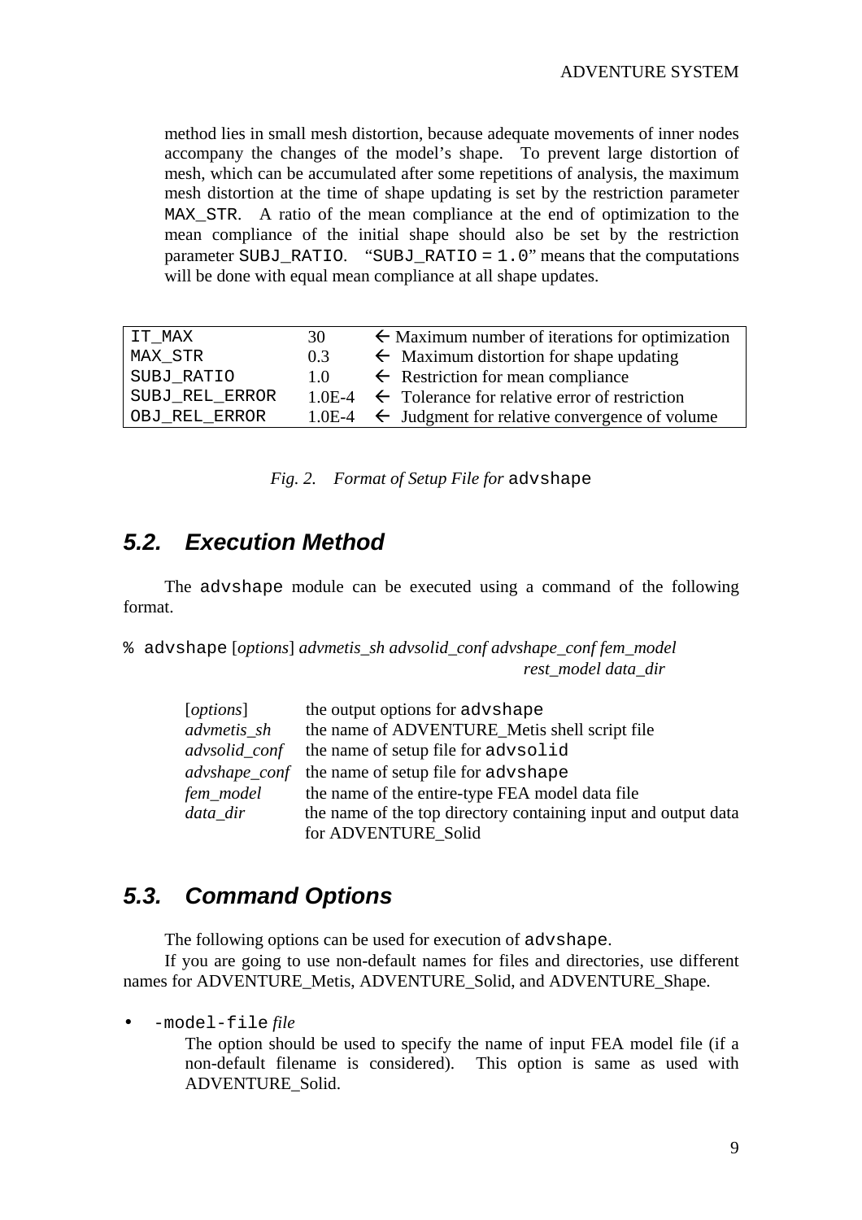method lies in small mesh distortion, because adequate movements of inner nodes accompany the changes of the model's shape. To prevent large distortion of mesh, which can be accumulated after some repetitions of analysis, the maximum mesh distortion at the time of shape updating is set by the restriction parameter `MAX_STR`. A ratio of the mean compliance at the end of optimization to the mean compliance of the initial shape should also be set by the restriction parameter `SUBJ_RATIO`. "`SUBJ_RATIO = 1.0`" means that the computations will be done with equal mean compliance at all shape updates.

| | | |
|---|---|---|
| IT_MAX | 30 | ← Maximum number of iterations for optimization |
| MAX_STR | 0.3 | ← Maximum distortion for shape updating |
| SUBJ_RATIO | 1.0 | ← Restriction for mean compliance |
| SUBJ_REL_ERROR | 1.0E-4 | ← Tolerance for relative error of restriction |
| OBJ_REL_ERROR | 1.0E-4 | ← Judgment for relative convergence of volume |

*Fig. 2. Format of Setup File for* `advshape`

## 5.2. Execution Method

The `advshape` module can be executed using a command of the following format.

`% advshape` [*options*] *advmetis_sh advsolid_conf advshape_conf fem_model rest_model data_dir*

| | |
|---|---|
| [*options*] | the output options for `advshape` |
| *advmetis_sh* | the name of ADVENTURE_Metis shell script file |
| *advsolid_conf* | the name of setup file for `advsolid` |
| *advshape_conf* | the name of setup file for `advshape` |
| *fem_model* | the name of the entire-type FEA model data file |
| *data_dir* | the name of the top directory containing input and output data for ADVENTURE_Solid |

## 5.3. Command Options

The following options can be used for execution of `advshape`.

If you are going to use non-default names for files and directories, use different names for ADVENTURE_Metis, ADVENTURE_Solid, and ADVENTURE_Shape.

- `-model-file` *file*

  The option should be used to specify the name of input FEA model file (if a non-default filename is considered). This option is same as used with ADVENTURE_Solid.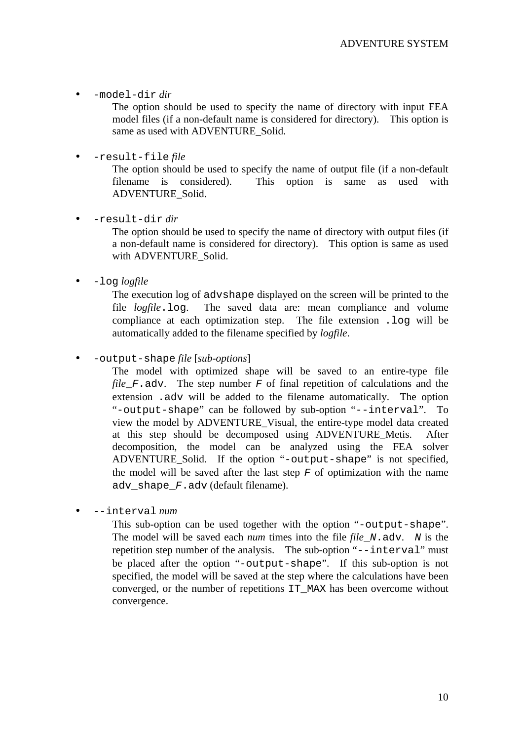- `-model-dir` *dir*

  The option should be used to specify the name of directory with input FEA model files (if a non-default name is considered for directory). This option is same as used with ADVENTURE_Solid.

- `-result-file` *file*

  The option should be used to specify the name of output file (if a non-default filename is considered). This option is same as used with ADVENTURE_Solid.

- `-result-dir` *dir*

  The option should be used to specify the name of directory with output files (if a non-default name is considered for directory). This option is same as used with ADVENTURE_Solid.

- `-log` *logfile*

  The execution log of `advshape` displayed on the screen will be printed to the file *logfile*`.log`. The saved data are: mean compliance and volume compliance at each optimization step. The file extension `.log` will be automatically added to the filename specified by *logfile*.

- `-output-shape` *file* [*sub-options*]

  The model with optimized shape will be saved to an entire-type file *file*`_F.adv`. The step number `F` of final repetition of calculations and the extension `.adv` will be added to the filename automatically. The option "`-output-shape`" can be followed by sub-option "`--interval`". To view the model by ADVENTURE_Visual, the entire-type model data created at this step should be decomposed using ADVENTURE_Metis. After decomposition, the model can be analyzed using the FEA solver ADVENTURE_Solid. If the option "`-output-shape`" is not specified, the model will be saved after the last step `F` of optimization with the name `adv_shape_F.adv` (default filename).

- `--interval` *num*

  This sub-option can be used together with the option "`-output-shape`". The model will be saved each *num* times into the file *file*`_N.adv`. `N` is the repetition step number of the analysis. The sub-option "`--interval`" must be placed after the option "`-output-shape`". If this sub-option is not specified, the model will be saved at the step where the calculations have been converged, or the number of repetitions `IT_MAX` has been overcome without convergence.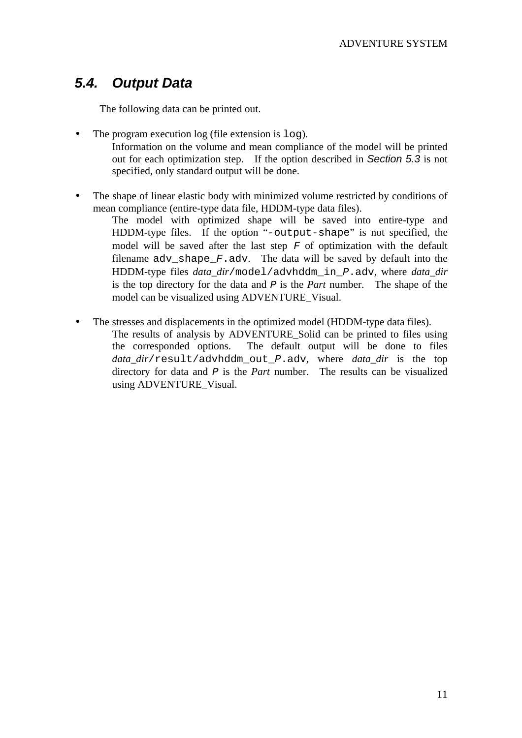## 5.4. Output Data

The following data can be printed out.

- The program execution log (file extension is `log`).

  Information on the volume and mean compliance of the model will be printed out for each optimization step. If the option described in *Section 5.3* is not specified, only standard output will be done.

- The shape of linear elastic body with minimized volume restricted by conditions of mean compliance (entire-type data file, HDDM-type data files).

  The model with optimized shape will be saved into entire-type and HDDM-type files. If the option "`-output-shape`" is not specified, the model will be saved after the last step *F* of optimization with the default filename `adv_shape_`*F*`.adv`. The data will be saved by default into the HDDM-type files *data_dir*`/model/advhddm_in_`*P*`.adv`, where *data_dir* is the top directory for the data and *P* is the *Part* number. The shape of the model can be visualized using ADVENTURE_Visual.

- The stresses and displacements in the optimized model (HDDM-type data files).

  The results of analysis by ADVENTURE_Solid can be printed to files using the corresponded options. The default output will be done to files *data_dir*`/result/advhddm_out_`*P*`.adv`, where *data_dir* is the top directory for data and *P* is the *Part* number. The results can be visualized using ADVENTURE_Visual.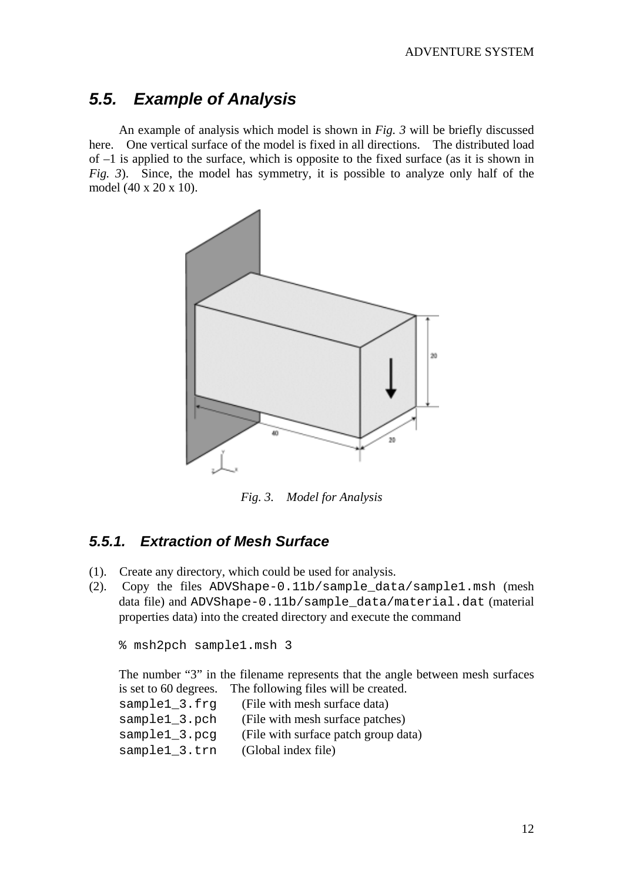## 5.5. Example of Analysis

An example of analysis which model is shown in *Fig. 3* will be briefly discussed here. One vertical surface of the model is fixed in all directions. The distributed load of –1 is applied to the surface, which is opposite to the fixed surface (as it is shown in *Fig. 3*). Since, the model has symmetry, it is possible to analyze only half of the model (40 x 20 x 10).

20

40

20

*Fig. 3. Model for Analysis*

### 5.5.1. Extraction of Mesh Surface

(1). Create any directory, which could be used for analysis.

(2). Copy the files `ADVShape-0.11b/sample_data/sample1.msh` (mesh data file) and `ADVShape-0.11b/sample_data/material.dat` (material properties data) into the created directory and execute the command

```
% msh2pch sample1.msh 3
```

The number "3" in the filename represents that the angle between mesh surfaces is set to 60 degrees. The following files will be created.

`sample1_3.frg` (File with mesh surface data)
`sample1_3.pch` (File with mesh surface patches)
`sample1_3.pcg` (File with surface patch group data)
`sample1_3.trn` (Global index file)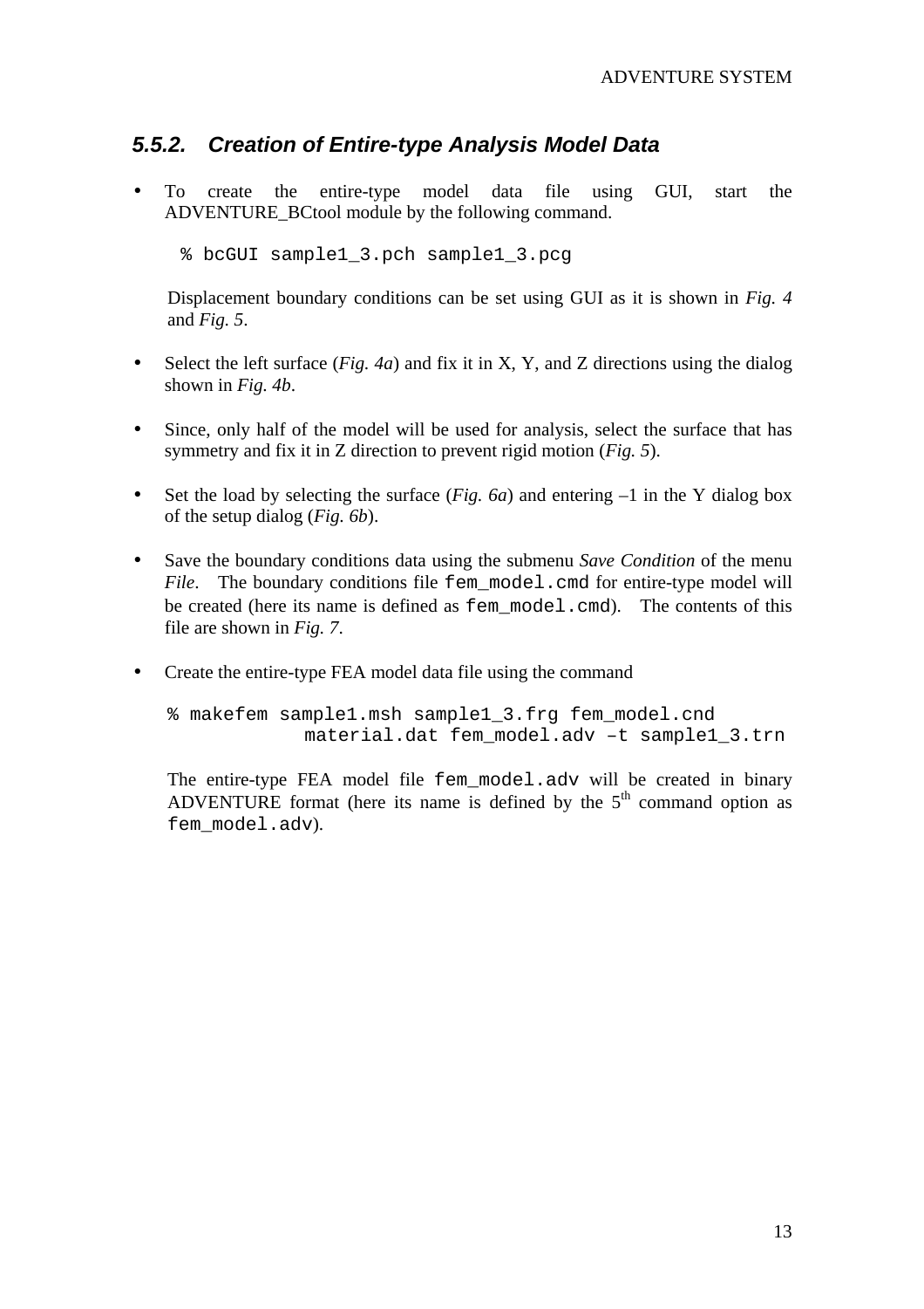### 5.5.2. *Creation of Entire-type Analysis Model Data*

- To create the entire-type model data file using GUI, start the ADVENTURE_BCtool module by the following command.

  ```
  % bcGUI sample1_3.pch sample1_3.pcg
  ```

  Displacement boundary conditions can be set using GUI as it is shown in *Fig. 4* and *Fig. 5*.

- Select the left surface (*Fig. 4a*) and fix it in X, Y, and Z directions using the dialog shown in *Fig. 4b*.

- Since, only half of the model will be used for analysis, select the surface that has symmetry and fix it in Z direction to prevent rigid motion (*Fig. 5*).

- Set the load by selecting the surface (*Fig. 6a*) and entering –1 in the Y dialog box of the setup dialog (*Fig. 6b*).

- Save the boundary conditions data using the submenu *Save Condition* of the menu *File*. The boundary conditions file `fem_model.cmd` for entire-type model will be created (here its name is defined as `fem_model.cmd`). The contents of this file are shown in *Fig. 7*.

- Create the entire-type FEA model data file using the command

  ```
  % makefem sample1.msh sample1_3.frg fem_model.cnd
              material.dat fem_model.adv –t sample1_3.trn
  ```

  The entire-type FEA model file `fem_model.adv` will be created in binary ADVENTURE format (here its name is defined by the 5th command option as `fem_model.adv`).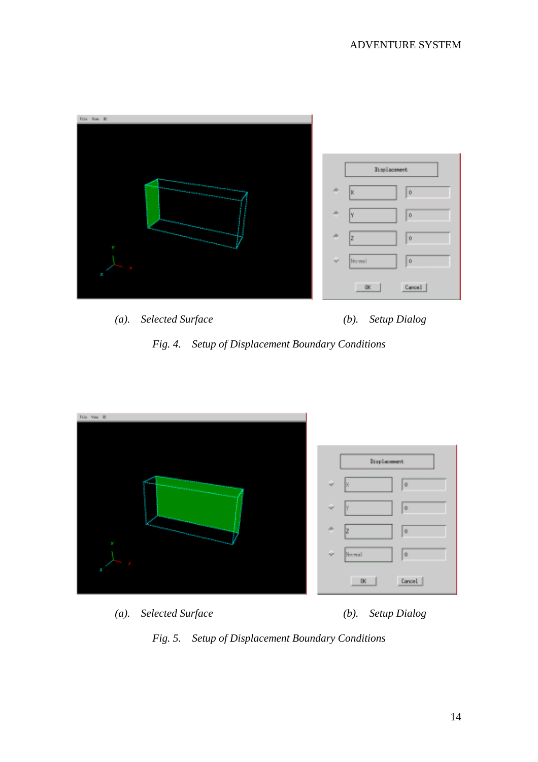(a). Selected Surface

(b). Setup Dialog

Fig. 4. Setup of Displacement Boundary Conditions

(a). Selected Surface

(b). Setup Dialog

Fig. 5. Setup of Displacement Boundary Conditions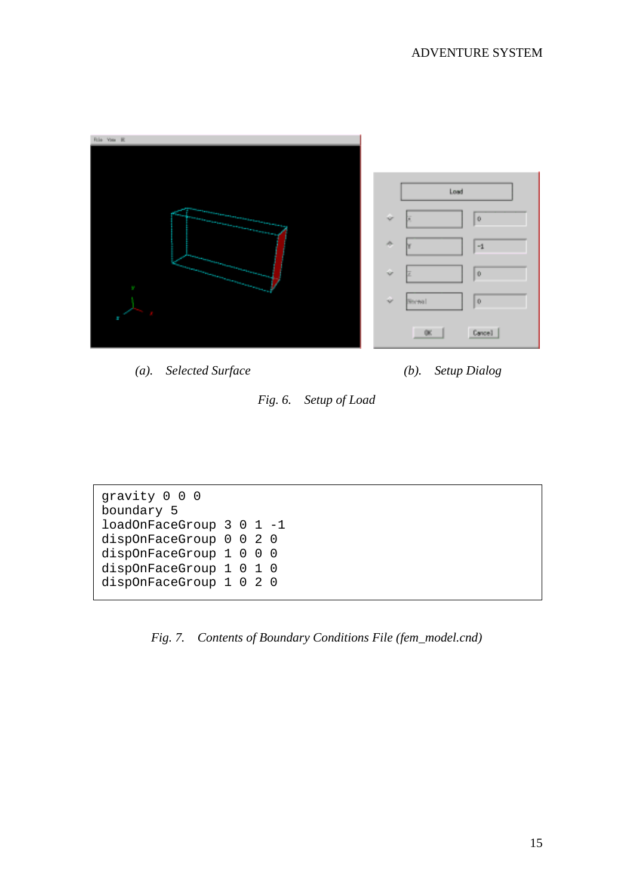(a). Selected Surface

(b). Setup Dialog

Fig. 6. Setup of Load

```
gravity 0 0 0
boundary 5
loadOnFaceGroup 3 0 1 -1
dispOnFaceGroup 0 0 2 0
dispOnFaceGroup 1 0 0 0
dispOnFaceGroup 1 0 1 0
dispOnFaceGroup 1 0 2 0
```

Fig. 7. Contents of Boundary Conditions File (fem_model.cnd)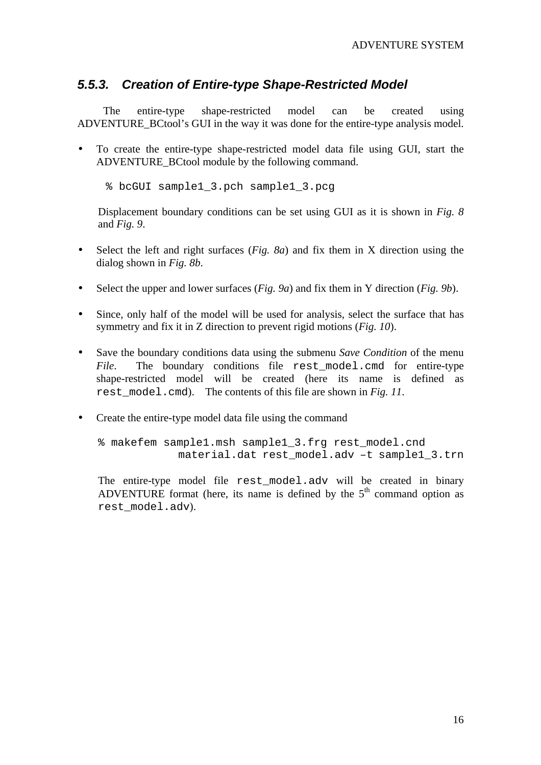### 5.5.3. Creation of Entire-type Shape-Restricted Model

The entire-type shape-restricted model can be created using ADVENTURE_BCtool's GUI in the way it was done for the entire-type analysis model.

- To create the entire-type shape-restricted model data file using GUI, start the ADVENTURE_BCtool module by the following command.

  ```
  % bcGUI sample1_3.pch sample1_3.pcg
  ```

  Displacement boundary conditions can be set using GUI as it is shown in *Fig. 8* and *Fig. 9*.

- Select the left and right surfaces (*Fig. 8a*) and fix them in X direction using the dialog shown in *Fig. 8b*.

- Select the upper and lower surfaces (*Fig. 9a*) and fix them in Y direction (*Fig. 9b*).

- Since, only half of the model will be used for analysis, select the surface that has symmetry and fix it in Z direction to prevent rigid motions (*Fig. 10*).

- Save the boundary conditions data using the submenu *Save Condition* of the menu *File*. The boundary conditions file `rest_model.cmd` for entire-type shape-restricted model will be created (here its name is defined as `rest_model.cmd`). The contents of this file are shown in *Fig. 11*.

- Create the entire-type model data file using the command

  ```
  % makefem sample1.msh sample1_3.frg rest_model.cnd
              material.dat rest_model.adv –t sample1_3.trn
  ```

  The entire-type model file `rest_model.adv` will be created in binary ADVENTURE format (here, its name is defined by the 5th command option as `rest_model.adv`).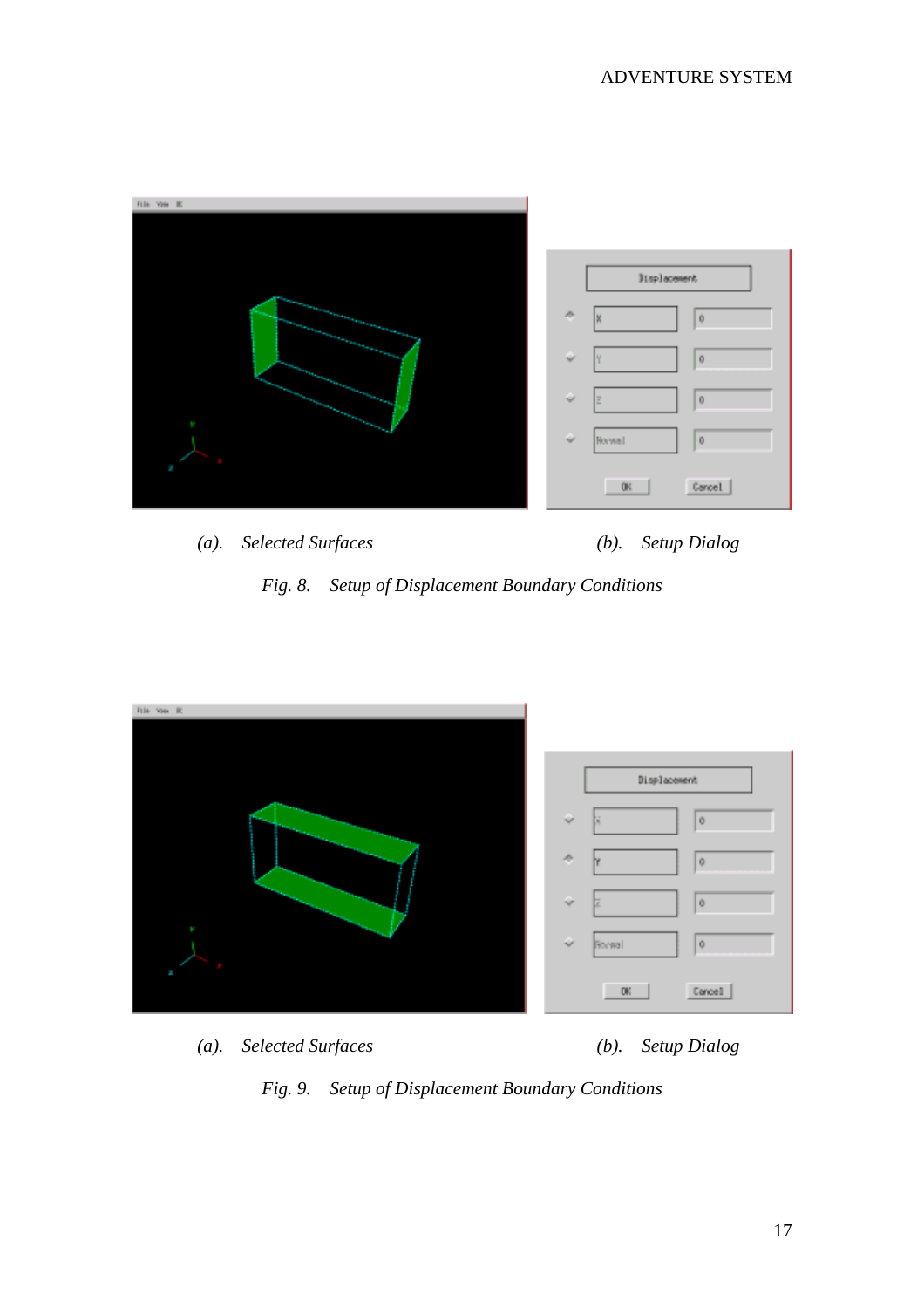(a). Selected Surfaces (b). Setup Dialog

Fig. 8. Setup of Displacement Boundary Conditions

(a). Selected Surfaces (b). Setup Dialog

Fig. 9. Setup of Displacement Boundary Conditions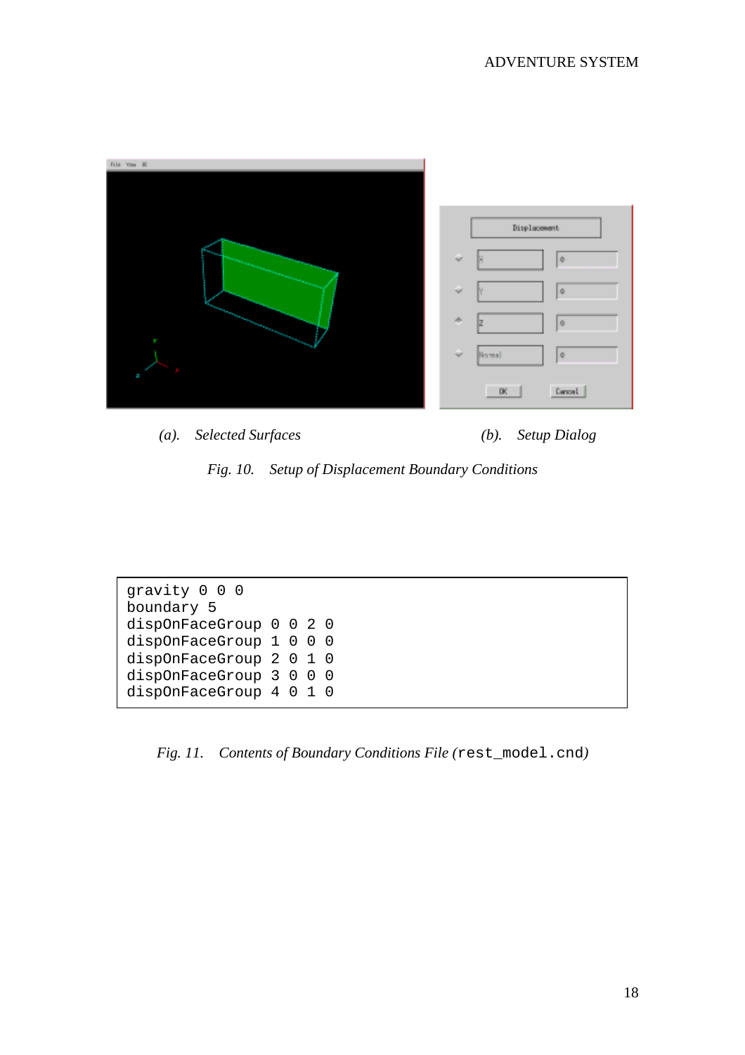(a). *Selected Surfaces*

(b). *Setup Dialog*

*Fig. 10. Setup of Displacement Boundary Conditions*

```
gravity 0 0 0
boundary 5
dispOnFaceGroup 0 0 2 0
dispOnFaceGroup 1 0 0 0
dispOnFaceGroup 2 0 1 0
dispOnFaceGroup 3 0 0 0
dispOnFaceGroup 4 0 1 0
```

*Fig. 11. Contents of Boundary Conditions File (*`rest_model.cnd`*)*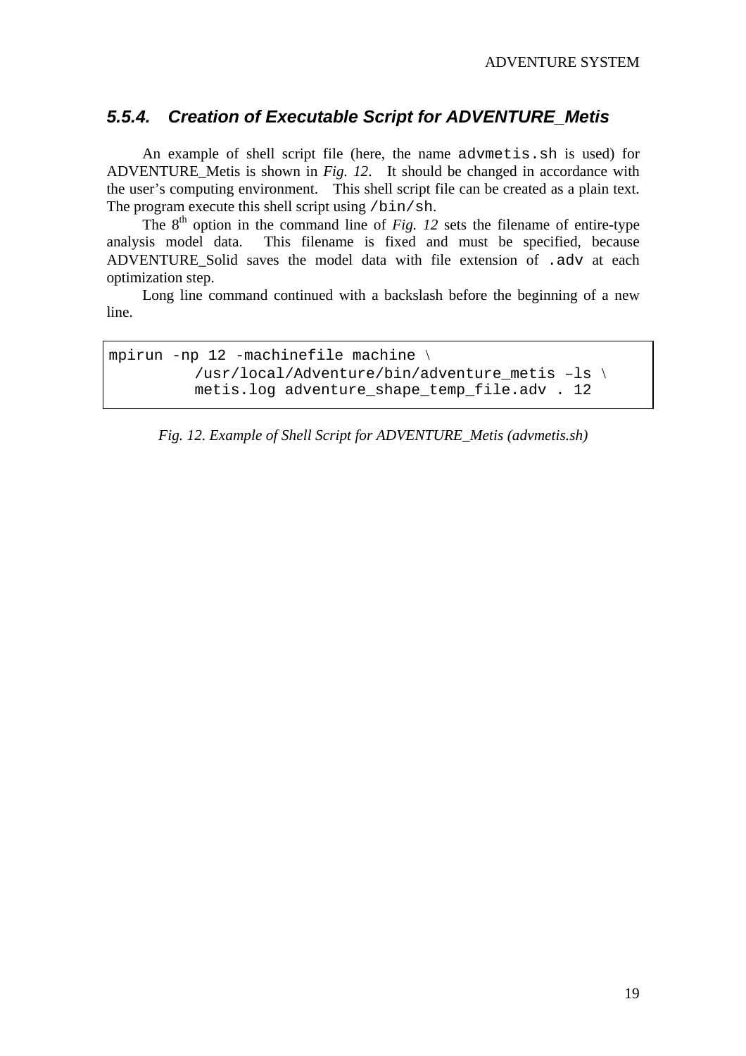### 5.5.4. Creation of Executable Script for ADVENTURE_Metis

An example of shell script file (here, the name `advmetis.sh` is used) for ADVENTURE_Metis is shown in *Fig. 12*. It should be changed in accordance with the user's computing environment. This shell script file can be created as a plain text. The program execute this shell script using `/bin/sh`.

The 8th option in the command line of *Fig. 12* sets the filename of entire-type analysis model data. This filename is fixed and must be specified, because ADVENTURE_Solid saves the model data with file extension of `.adv` at each optimization step.

Long line command continued with a backslash before the beginning of a new line.

```
mpirun -np 12 -machinefile machine \
         /usr/local/Adventure/bin/adventure_metis –ls \
         metis.log adventure_shape_temp_file.adv . 12
```

*Fig. 12. Example of Shell Script for ADVENTURE_Metis (advmetis.sh)*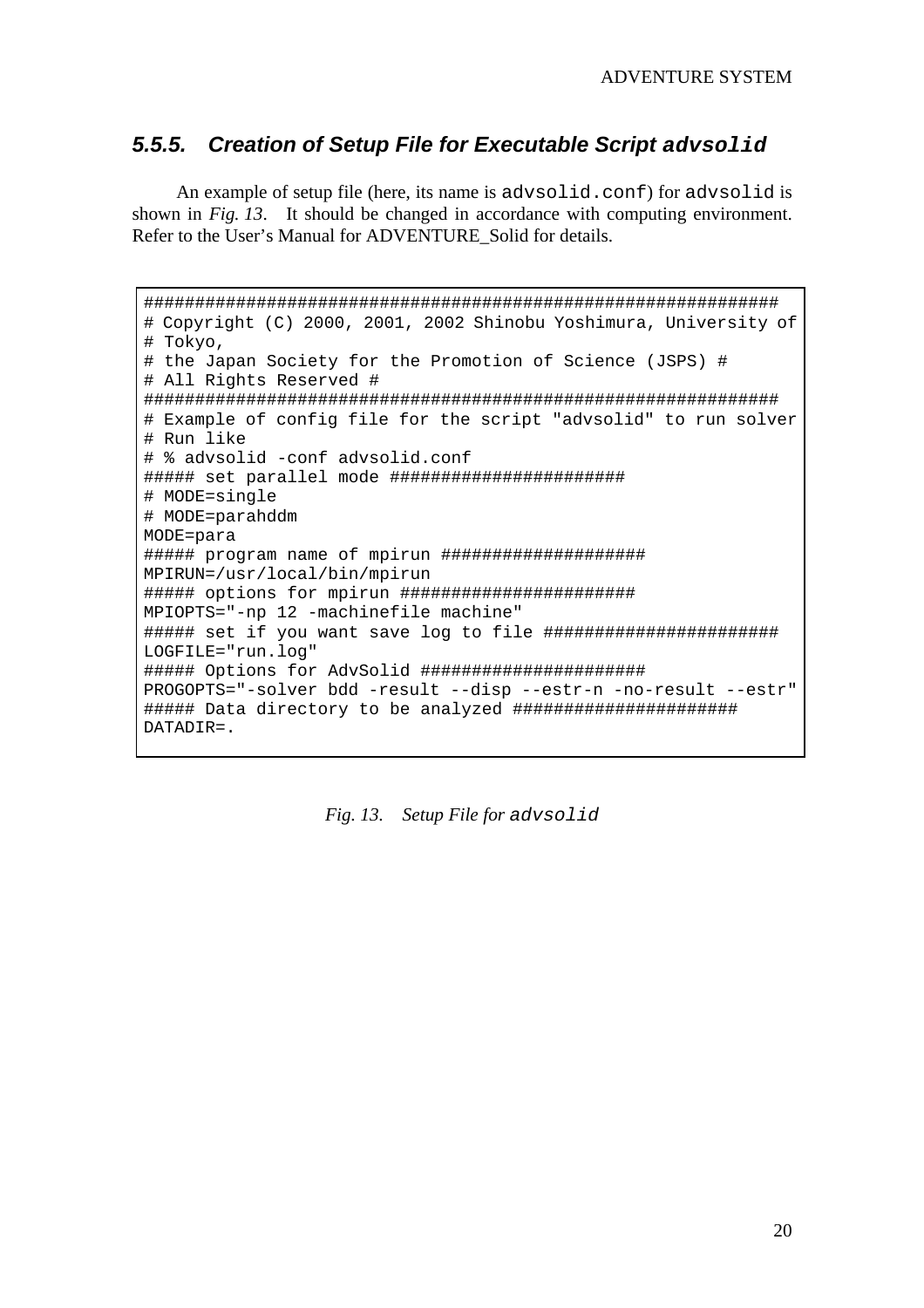### 5.5.5. Creation of Setup File for Executable Script `advsolid`

An example of setup file (here, its name is `advsolid.conf`) for `advsolid` is shown in *Fig. 13*. It should be changed in accordance with computing environment. Refer to the User's Manual for ADVENTURE_Solid for details.

```
###############################################################
# Copyright (C) 2000, 2001, 2002 Shinobu Yoshimura, University of
# Tokyo,
# the Japan Society for the Promotion of Science (JSPS) #
# All Rights Reserved #
###############################################################
# Example of config file for the script "advsolid" to run solver
# Run like
# % advsolid -conf advsolid.conf
##### set parallel mode #######################
# MODE=single
# MODE=parahddm
MODE=para
##### program name of mpirun ####################
MPIRUN=/usr/local/bin/mpirun
##### options for mpirun #######################
MPIOPTS="-np 12 -machinefile machine"
##### set if you want save log to file #######################
LOGFILE="run.log"
##### Options for AdvSolid ######################
PROGOPTS="-solver bdd -result --disp --estr-n -no-result --estr"
##### Data directory to be analyzed ######################
DATADIR=.
```

*Fig. 13. Setup File for `advsolid`*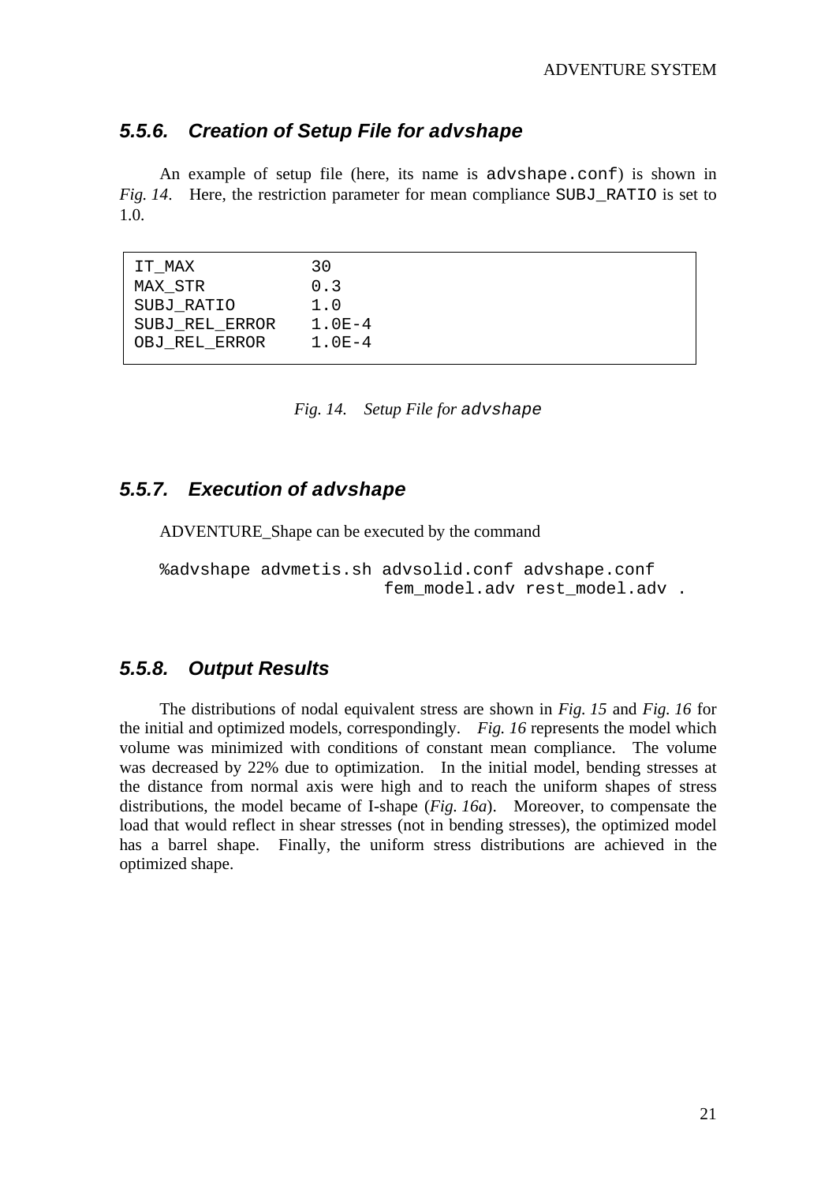### *5.5.6. Creation of Setup File for advshape*

An example of setup file (here, its name is `advshape.conf`) is shown in *Fig. 14*. Here, the restriction parameter for mean compliance `SUBJ_RATIO` is set to 1.0.

```
IT_MAX          30
MAX_STR         0.3
SUBJ_RATIO      1.0
SUBJ_REL_ERROR  1.0E-4
OBJ_REL_ERROR   1.0E-4
```

*Fig. 14. Setup File for* `advshape`

### *5.5.7. Execution of advshape*

ADVENTURE_Shape can be executed by the command

```
%advshape advmetis.sh advsolid.conf advshape.conf
                      fem_model.adv rest_model.adv .
```

### *5.5.8. Output Results*

The distributions of nodal equivalent stress are shown in *Fig. 15* and *Fig. 16* for the initial and optimized models, correspondingly. *Fig. 16* represents the model which volume was minimized with conditions of constant mean compliance. The volume was decreased by 22% due to optimization. In the initial model, bending stresses at the distance from normal axis were high and to reach the uniform shapes of stress distributions, the model became of I-shape (*Fig. 16a*). Moreover, to compensate the load that would reflect in shear stresses (not in bending stresses), the optimized model has a barrel shape. Finally, the uniform stress distributions are achieved in the optimized shape.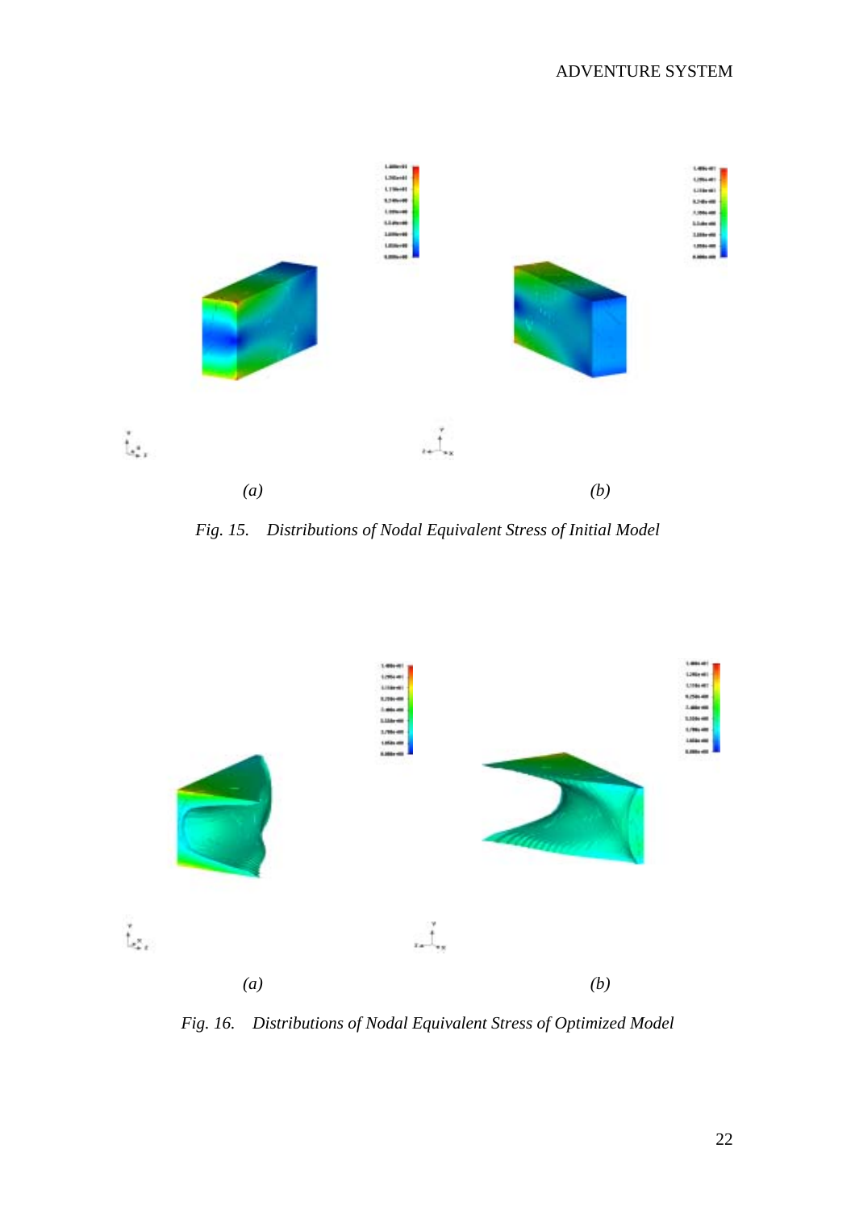*(a)* *(b)*

*Fig. 15. Distributions of Nodal Equivalent Stress of Initial Model*

*(a)* *(b)*

*Fig. 16. Distributions of Nodal Equivalent Stress of Optimized Model*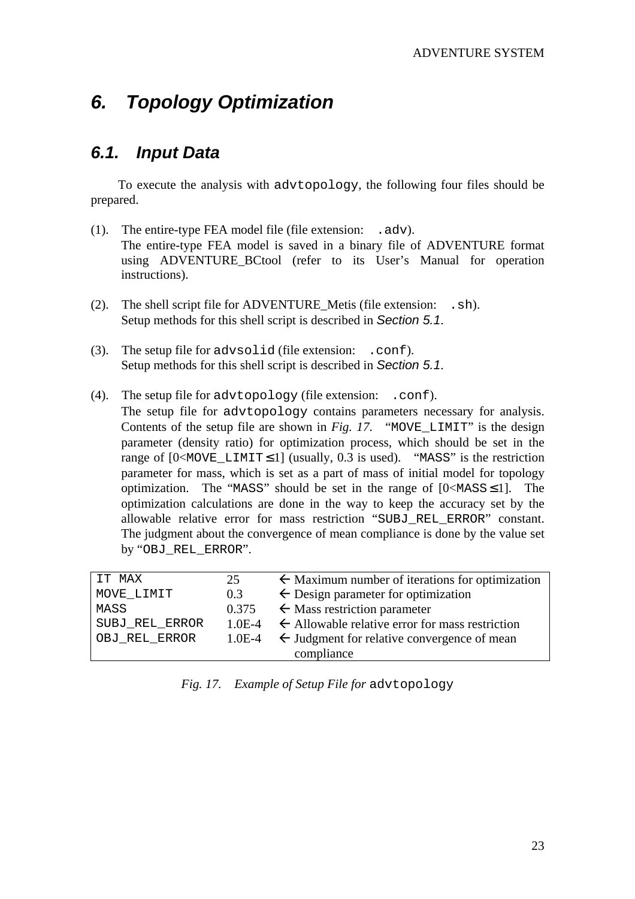# 6. Topology Optimization

## 6.1. Input Data

To execute the analysis with `advtopology`, the following four files should be prepared.

(1). The entire-type FEA model file (file extension: `.adv`).
The entire-type FEA model is saved in a binary file of ADVENTURE format using ADVENTURE_BCtool (refer to its User's Manual for operation instructions).

(2). The shell script file for ADVENTURE_Metis (file extension: `.sh`).
Setup methods for this shell script is described in *Section 5.1*.

(3). The setup file for `advsolid` (file extension: `.conf`).
Setup methods for this shell script is described in *Section 5.1*.

(4). The setup file for `advtopology` (file extension: `.conf`).
The setup file for `advtopology` contains parameters necessary for analysis. Contents of the setup file are shown in *Fig. 17*. "`MOVE_LIMIT`" is the design parameter (density ratio) for optimization process, which should be set in the range of [0<`MOVE_LIMIT`≤1] (usually, 0.3 is used). "`MASS`" is the restriction parameter for mass, which is set as a part of mass of initial model for topology optimization. The "`MASS`" should be set in the range of [0<`MASS`≤1]. The optimization calculations are done in the way to keep the accuracy set by the allowable relative error for mass restriction "`SUBJ_REL_ERROR`" constant. The judgment about the convergence of mean compliance is done by the value set by "`OBJ_REL_ERROR`".

| | | |
|---|---|---|
| IT MAX | 25 | ← Maximum number of iterations for optimization |
| MOVE_LIMIT | 0.3 | ← Design parameter for optimization |
| MASS | 0.375 | ← Mass restriction parameter |
| SUBJ_REL_ERROR | 1.0E-4 | ← Allowable relative error for mass restriction |
| OBJ_REL_ERROR | 1.0E-4 | ← Judgment for relative convergence of mean compliance |

*Fig. 17. Example of Setup File for* `advtopology`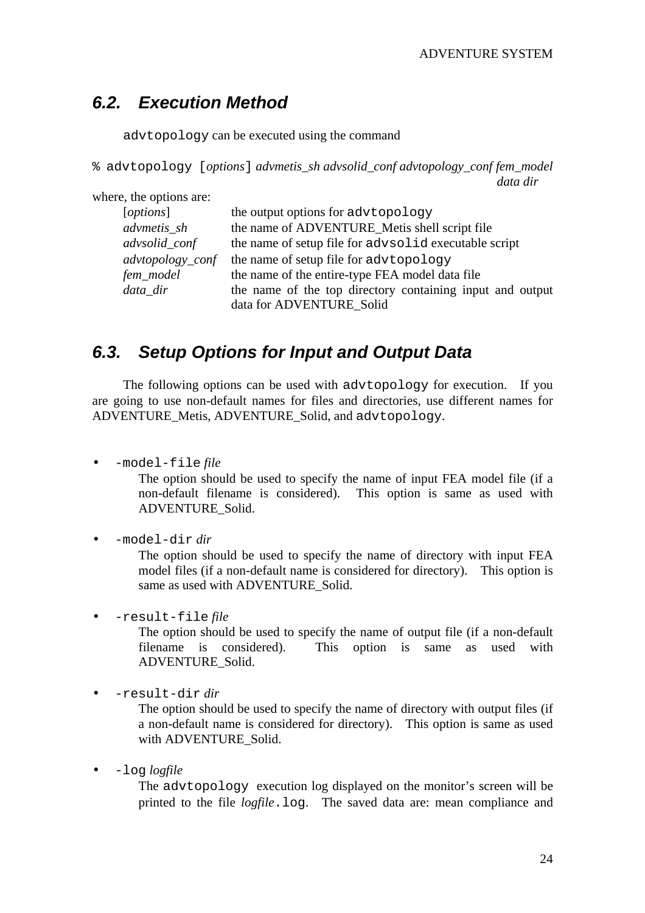## 6.2. Execution Method

advtopology can be executed using the command

% advtopology [*options*] *advmetis_sh advsolid_conf advtopology_conf fem_model data dir*

where, the options are:

| | |
|---|---|
| [*options*] | the output options for advtopology |
| *advmetis_sh* | the name of ADVENTURE_Metis shell script file |
| *advsolid_conf* | the name of setup file for advsolid executable script |
| *advtopology_conf* | the name of setup file for advtopology |
| *fem_model* | the name of the entire-type FEA model data file |
| *data_dir* | the name of the top directory containing input and output data for ADVENTURE_Solid |

## 6.3. Setup Options for Input and Output Data

The following options can be used with advtopology for execution. If you are going to use non-default names for files and directories, use different names for ADVENTURE_Metis, ADVENTURE_Solid, and advtopology.

- -model-file *file*
  The option should be used to specify the name of input FEA model file (if a non-default filename is considered). This option is same as used with ADVENTURE_Solid.

- -model-dir *dir*
  The option should be used to specify the name of directory with input FEA model files (if a non-default name is considered for directory). This option is same as used with ADVENTURE_Solid.

- -result-file *file*
  The option should be used to specify the name of output file (if a non-default filename is considered). This option is same as used with ADVENTURE_Solid.

- -result-dir *dir*
  The option should be used to specify the name of directory with output files (if a non-default name is considered for directory). This option is same as used with ADVENTURE_Solid.

- -log *logfile*
  The advtopology execution log displayed on the monitor's screen will be printed to the file *logfile*.log. The saved data are: mean compliance and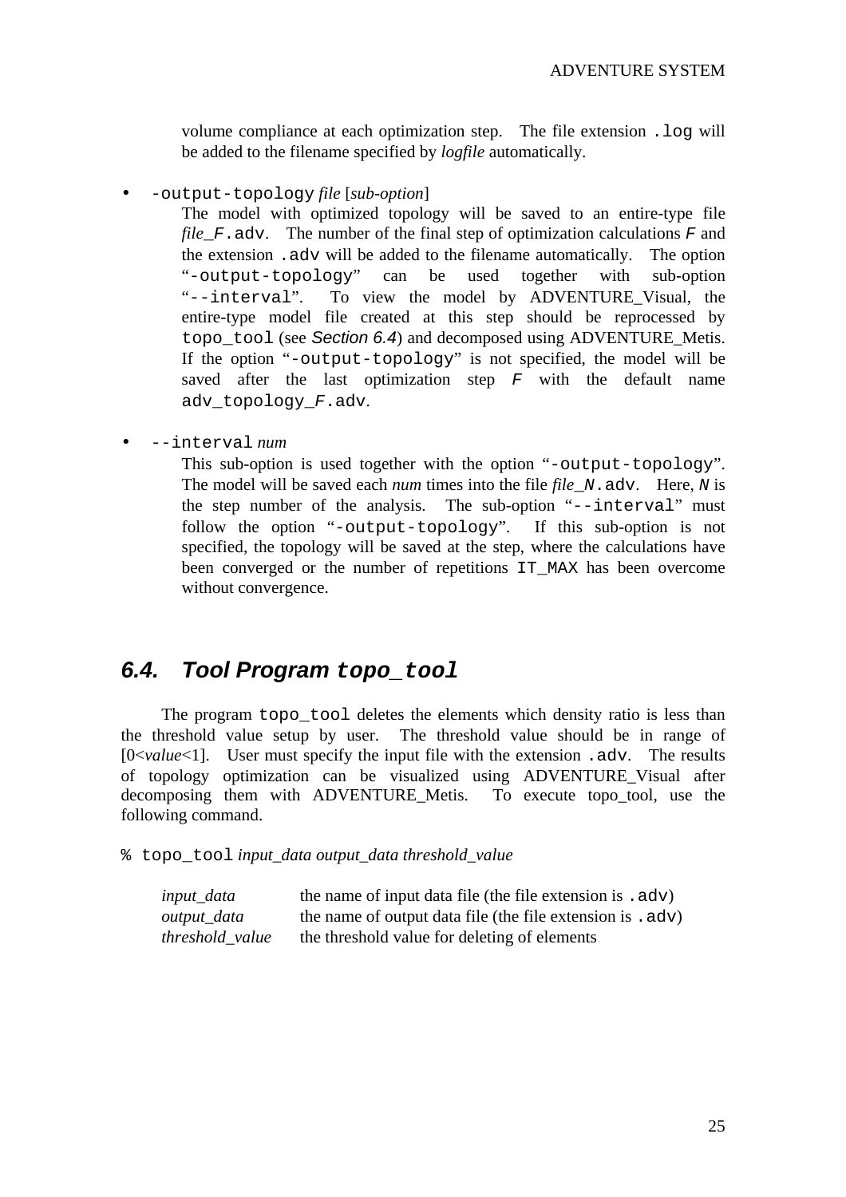volume compliance at each optimization step. The file extension `.log` will be added to the filename specified by *logfile* automatically.

- `-output-topology` *file* [*sub-option*]

  The model with optimized topology will be saved to an entire-type file *file*_`F.adv`. The number of the final step of optimization calculations `F` and the extension `.adv` will be added to the filename automatically. The option "`-output-topology`" can be used together with sub-option "`--interval`". To view the model by ADVENTURE_Visual, the entire-type model file created at this step should be reprocessed by `topo_tool` (see *Section 6.4*) and decomposed using ADVENTURE_Metis. If the option "`-output-topology`" is not specified, the model will be saved after the last optimization step `F` with the default name `adv_topology_F.adv`.

- `--interval` *num*

  This sub-option is used together with the option "`-output-topology`". The model will be saved each *num* times into the file *file*_`N.adv`. Here, `N` is the step number of the analysis. The sub-option "`--interval`" must follow the option "`-output-topology`". If this sub-option is not specified, the topology will be saved at the step, where the calculations have been converged or the number of repetitions `IT_MAX` has been overcome without convergence.

## 6.4. Tool Program `topo_tool`

The program `topo_tool` deletes the elements which density ratio is less than the threshold value setup by user. The threshold value should be in range of [0<*value*<1]. User must specify the input file with the extension `.adv`. The results of topology optimization can be visualized using ADVENTURE_Visual after decomposing them with ADVENTURE_Metis. To execute topo_tool, use the following command.

`% topo_tool` *input_data output_data threshold_value*

| | |
|---|---|
| *input_data* | the name of input data file (the file extension is `.adv`) |
| *output_data* | the name of output data file (the file extension is `.adv`) |
| *threshold_value* | the threshold value for deleting of elements |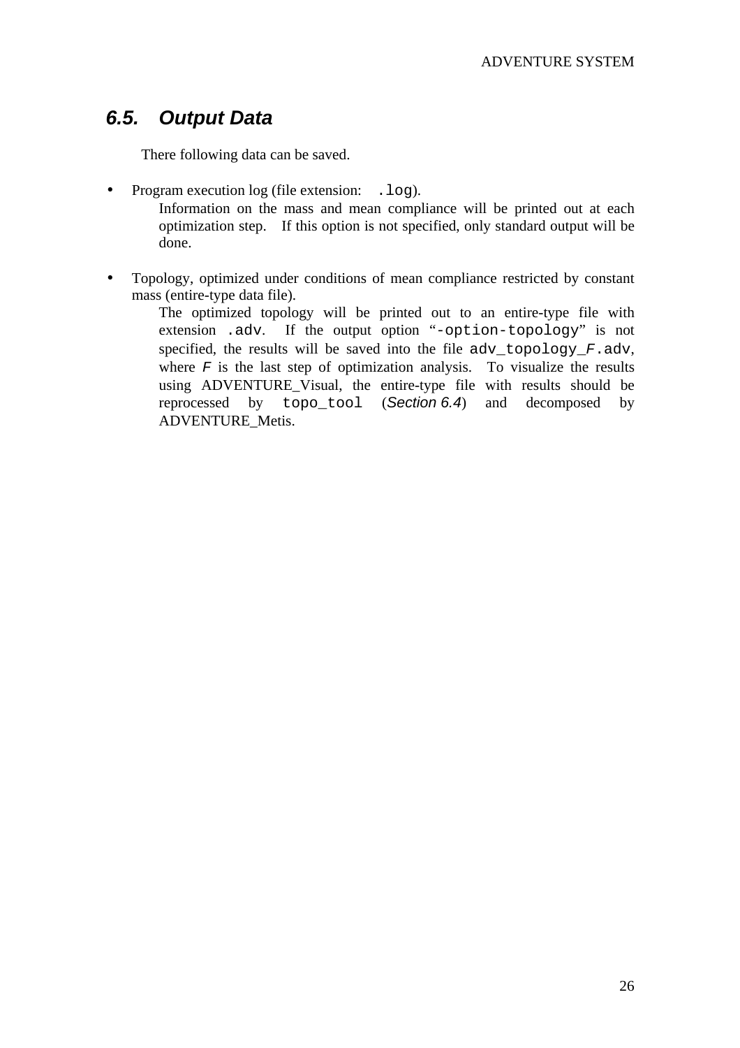## 6.5. Output Data

There following data can be saved.

- Program execution log (file extension: `.log`).

  Information on the mass and mean compliance will be printed out at each optimization step. If this option is not specified, only standard output will be done.

- Topology, optimized under conditions of mean compliance restricted by constant mass (entire-type data file).

  The optimized topology will be printed out to an entire-type file with extension `.adv`. If the output option "`-option-topology`" is not specified, the results will be saved into the file `adv_topology_`*`F`*`.adv`, where *`F`* is the last step of optimization analysis. To visualize the results using ADVENTURE_Visual, the entire-type file with results should be reprocessed by `topo_tool` (*Section 6.4*) and decomposed by ADVENTURE_Metis.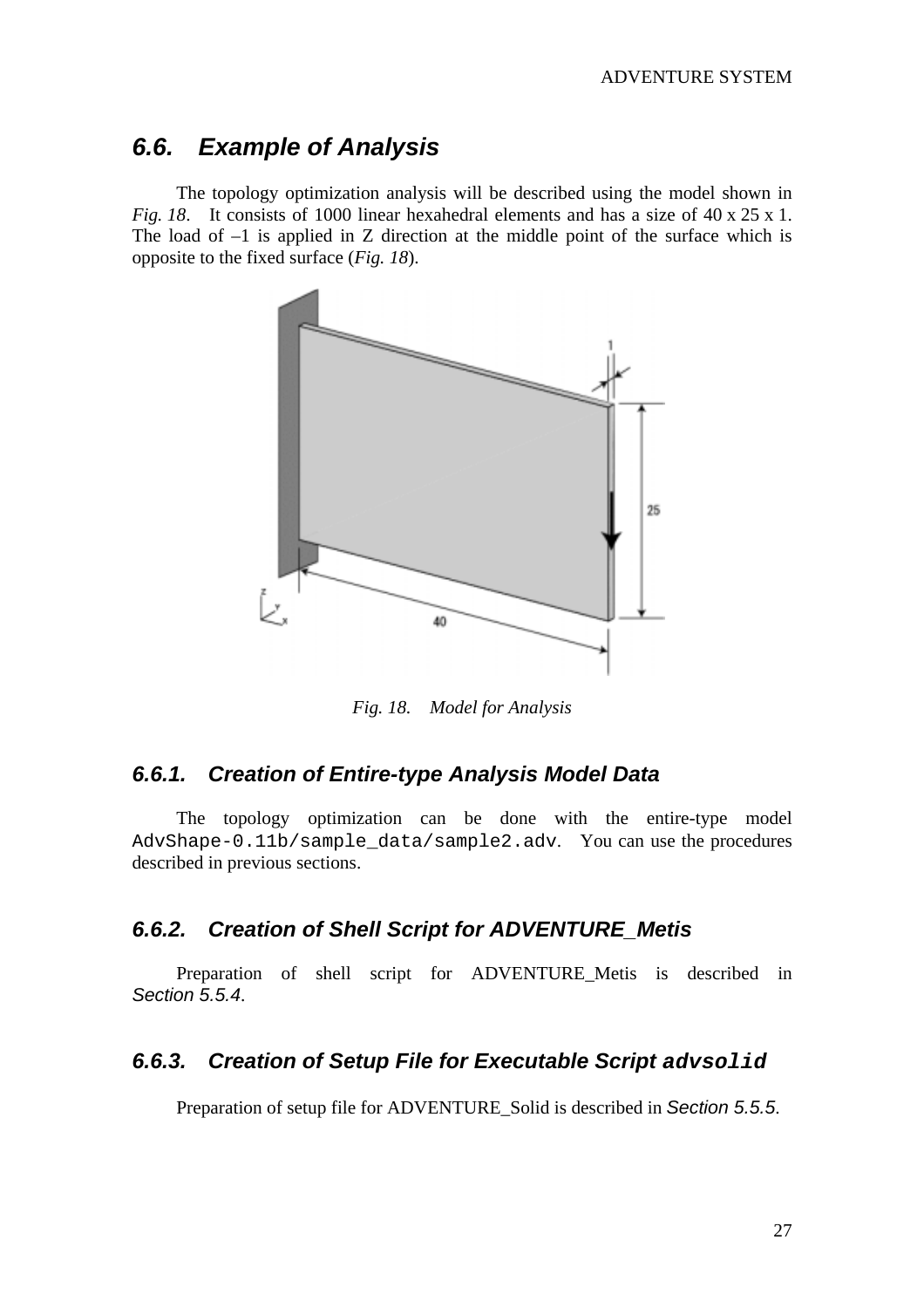## 6.6. Example of Analysis

The topology optimization analysis will be described using the model shown in *Fig. 18*. It consists of 1000 linear hexahedral elements and has a size of 40 x 25 x 1. The load of –1 is applied in Z direction at the middle point of the surface which is opposite to the fixed surface (*Fig. 18*).

1

25

40

*Fig. 18. Model for Analysis*

### 6.6.1. Creation of Entire-type Analysis Model Data

The topology optimization can be done with the entire-type model `AdvShape-0.11b/sample_data/sample2.adv`. You can use the procedures described in previous sections.

### 6.6.2. Creation of Shell Script for ADVENTURE_Metis

Preparation of shell script for ADVENTURE_Metis is described in *Section 5.5.4*.

### 6.6.3. Creation of Setup File for Executable Script `advsolid`

Preparation of setup file for ADVENTURE_Solid is described in *Section 5.5.5*.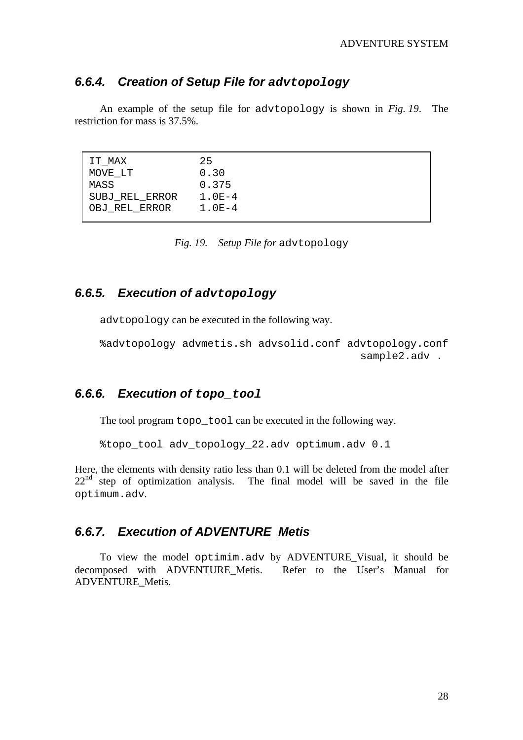### 6.6.4. Creation of Setup File for `advtopology`

An example of the setup file for `advtopology` is shown in *Fig. 19*. The restriction for mass is 37.5%.

```
IT_MAX          25
MOVE_LT         0.30
MASS            0.375
SUBJ_REL_ERROR  1.0E-4
OBJ_REL_ERROR   1.0E-4
```

*Fig. 19. Setup File for* `advtopology`

### 6.6.5. Execution of `advtopology`

`advtopology` can be executed in the following way.

```
%advtopology advmetis.sh advsolid.conf advtopology.conf
                                              sample2.adv .
```

### 6.6.6. Execution of `topo_tool`

The tool program `topo_tool` can be executed in the following way.

```
%topo_tool adv_topology_22.adv optimum.adv 0.1
```

Here, the elements with density ratio less than 0.1 will be deleted from the model after $22^{nd}$ step of optimization analysis. The final model will be saved in the file `optimum.adv`.

### 6.6.7. Execution of ADVENTURE_Metis

To view the model `optimim.adv` by ADVENTURE_Visual, it should be decomposed with ADVENTURE_Metis. Refer to the User's Manual for ADVENTURE_Metis.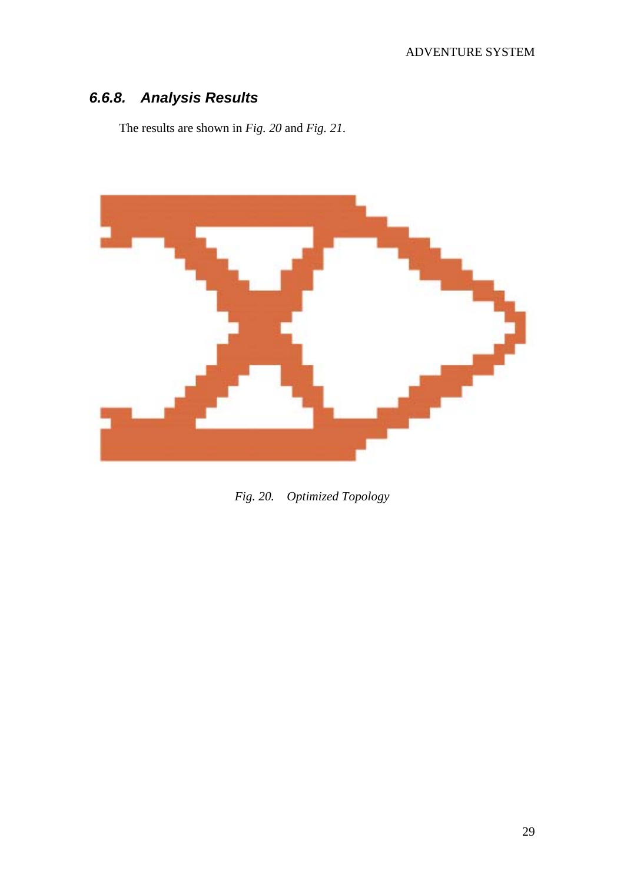### 6.6.8. Analysis Results

The results are shown in *Fig. 20* and *Fig. 21*.

*Fig. 20. Optimized Topology*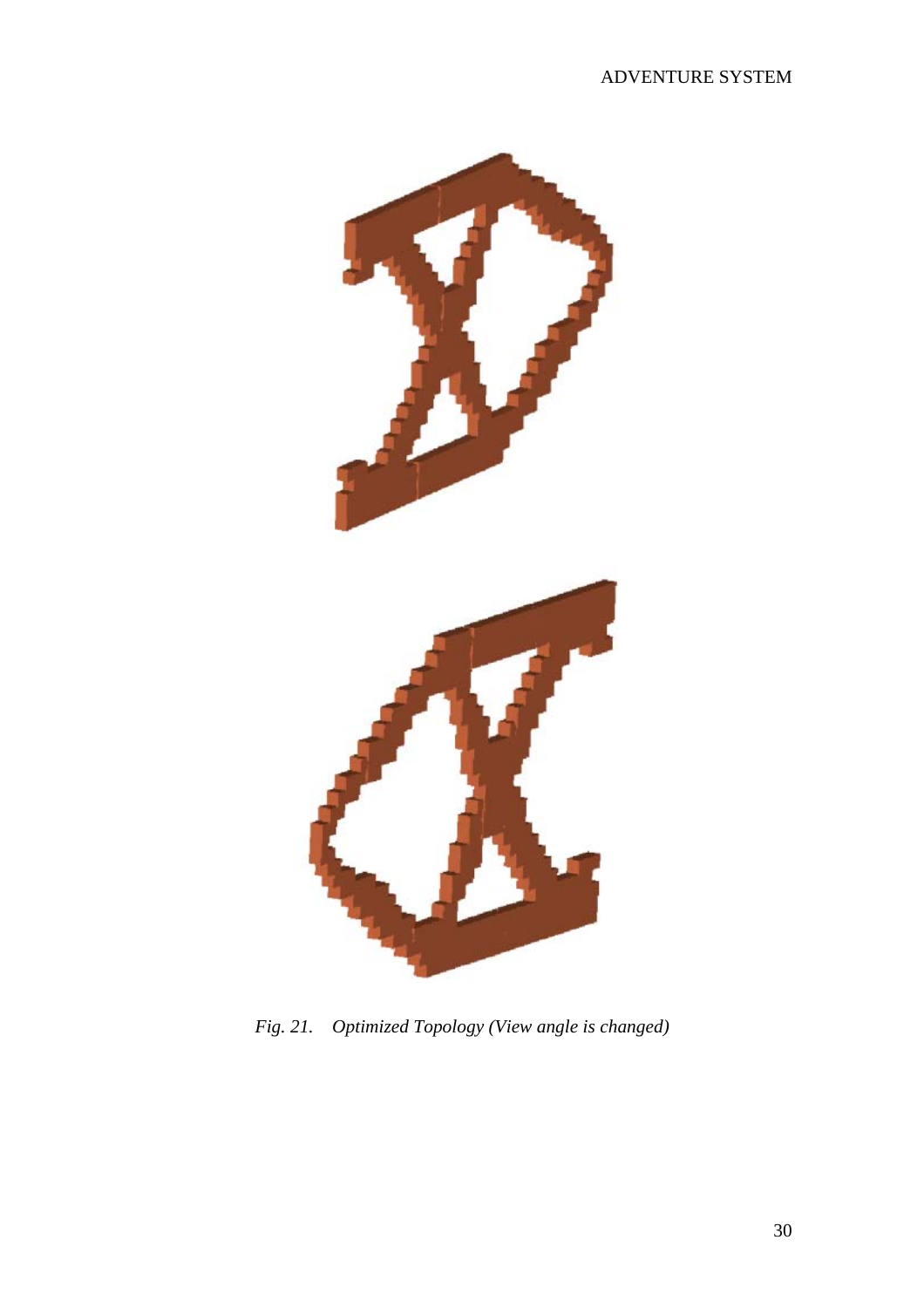*Fig. 21. Optimized Topology (View angle is changed)*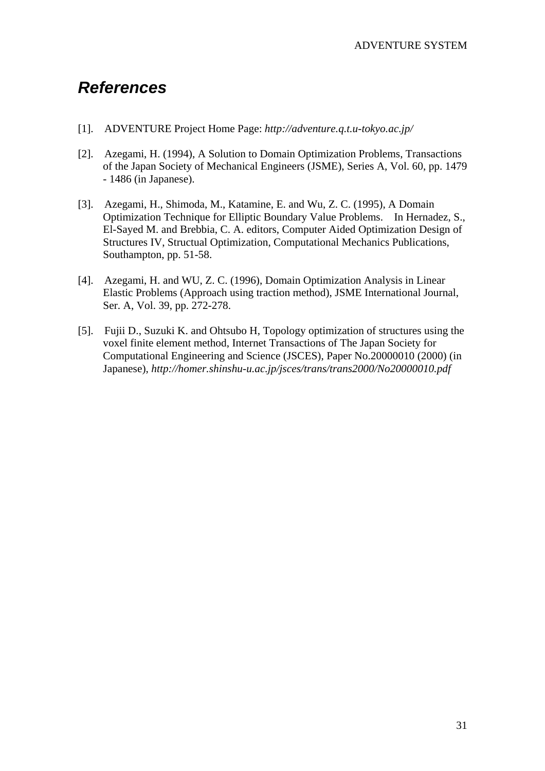# *References*

[1]. ADVENTURE Project Home Page: *http://adventure.q.t.u-tokyo.ac.jp/*

[2]. Azegami, H. (1994), A Solution to Domain Optimization Problems, Transactions of the Japan Society of Mechanical Engineers (JSME), Series A, Vol. 60, pp. 1479 - 1486 (in Japanese).

[3]. Azegami, H., Shimoda, M., Katamine, E. and Wu, Z. C. (1995), A Domain Optimization Technique for Elliptic Boundary Value Problems. In Hernadez, S., El-Sayed M. and Brebbia, C. A. editors, Computer Aided Optimization Design of Structures IV, Structual Optimization, Computational Mechanics Publications, Southampton, pp. 51-58.

[4]. Azegami, H. and WU, Z. C. (1996), Domain Optimization Analysis in Linear Elastic Problems (Approach using traction method), JSME International Journal, Ser. A, Vol. 39, pp. 272-278.

[5]. Fujii D., Suzuki K. and Ohtsubo H, Topology optimization of structures using the voxel finite element method, Internet Transactions of The Japan Society for Computational Engineering and Science (JSCES), Paper No.20000010 (2000) (in Japanese), *http://homer.shinshu-u.ac.jp/jsces/trans/trans2000/No20000010.pdf*